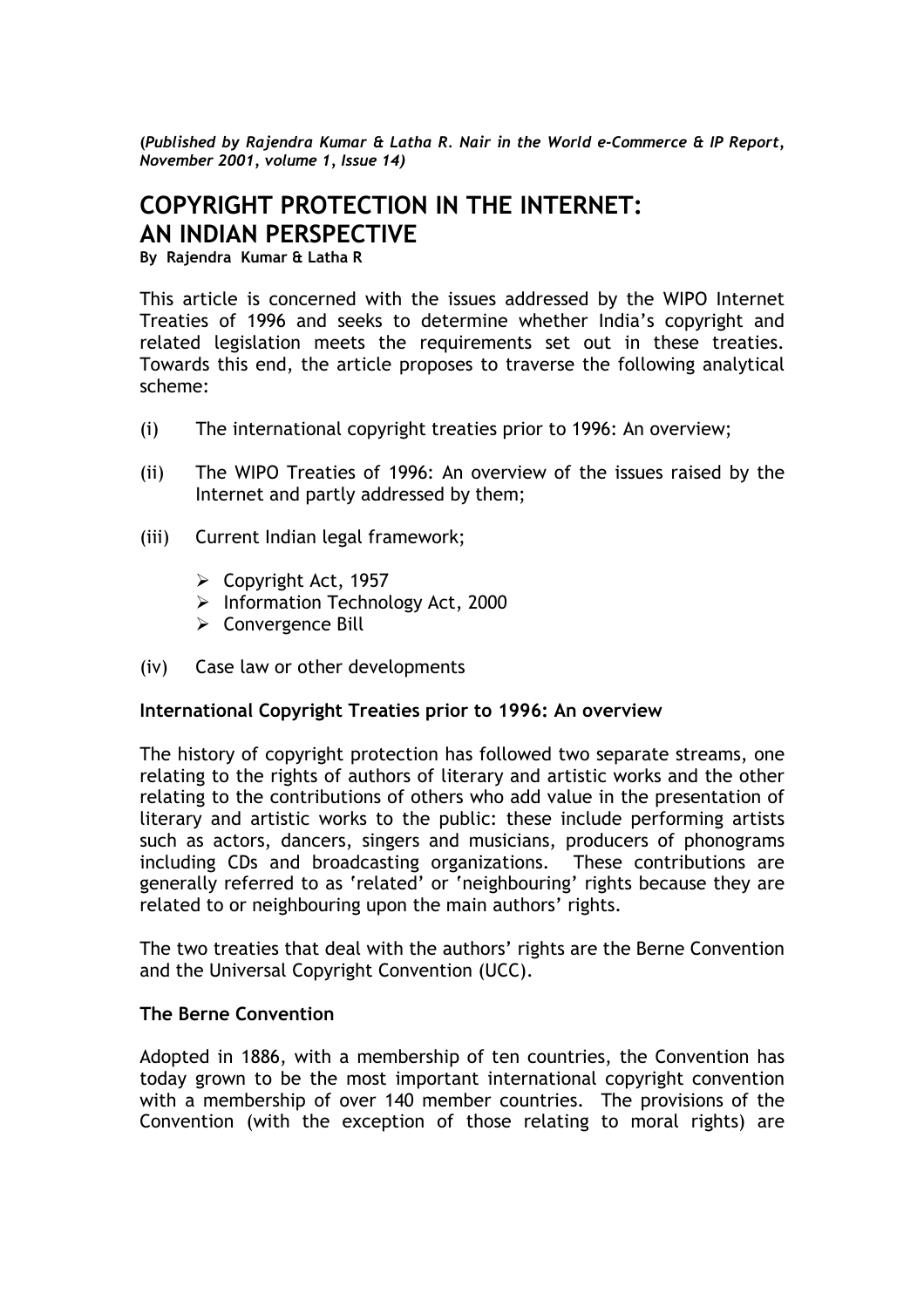*(Published by Rajendra Kumar & Latha R. Nair in the World e-Commerce & IP Report, November 2001, volume 1, Issue 14)*

# COPYRIGHT PROTECTION IN THE INTERNET: AN INDIAN PERSPECTIVE

**By Rajendra Kumar & Latha R**

This article is concerned with the issues addressed by the WIPO Internet Treaties of 1996 and seeks to determine whether India's copyright and related legislation meets the requirements set out in these treaties. Towards this end, the article proposes to traverse the following analytical scheme:

(i) The international copyright treaties prior to 1996: An overview;

(ii) The WIPO Treaties of 1996: An overview of the issues raised by the Internet and partly addressed by them;

(iii) Current Indian legal framework;

- Copyright Act, 1957
- Information Technology Act, 2000
- Convergence Bill

(iv) Case law or other developments

**International Copyright Treaties prior to 1996: An overview**

The history of copyright protection has followed two separate streams, one relating to the rights of authors of literary and artistic works and the other relating to the contributions of others who add value in the presentation of literary and artistic works to the public: these include performing artists such as actors, dancers, singers and musicians, producers of phonograms including CDs and broadcasting organizations. These contributions are generally referred to as 'related' or 'neighbouring' rights because they are related to or neighbouring upon the main authors' rights.

The two treaties that deal with the authors' rights are the Berne Convention and the Universal Copyright Convention (UCC).

**The Berne Convention**

Adopted in 1886, with a membership of ten countries, the Convention has today grown to be the most important international copyright convention with a membership of over 140 member countries. The provisions of the Convention (with the exception of those relating to moral rights) are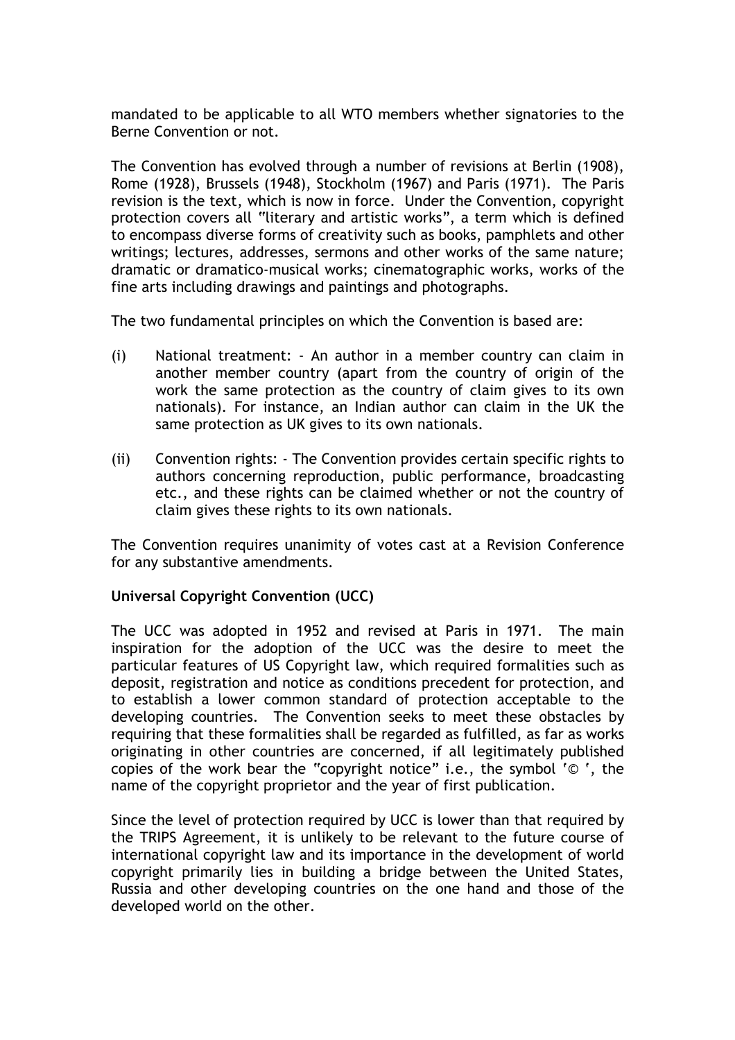mandated to be applicable to all WTO members whether signatories to the Berne Convention or not.

The Convention has evolved through a number of revisions at Berlin (1908), Rome (1928), Brussels (1948), Stockholm (1967) and Paris (1971). The Paris revision is the text, which is now in force. Under the Convention, copyright protection covers all "literary and artistic works", a term which is defined to encompass diverse forms of creativity such as books, pamphlets and other writings; lectures, addresses, sermons and other works of the same nature; dramatic or dramatico-musical works; cinematographic works, works of the fine arts including drawings and paintings and photographs.

The two fundamental principles on which the Convention is based are:

(i) National treatment: - An author in a member country can claim in another member country (apart from the country of origin of the work the same protection as the country of claim gives to its own nationals). For instance, an Indian author can claim in the UK the same protection as UK gives to its own nationals.

(ii) Convention rights: - The Convention provides certain specific rights to authors concerning reproduction, public performance, broadcasting etc., and these rights can be claimed whether or not the country of claim gives these rights to its own nationals.

The Convention requires unanimity of votes cast at a Revision Conference for any substantive amendments.

**Universal Copyright Convention (UCC)**

The UCC was adopted in 1952 and revised at Paris in 1971. The main inspiration for the adoption of the UCC was the desire to meet the particular features of US Copyright law, which required formalities such as deposit, registration and notice as conditions precedent for protection, and to establish a lower common standard of protection acceptable to the developing countries. The Convention seeks to meet these obstacles by requiring that these formalities shall be regarded as fulfilled, as far as works originating in other countries are concerned, if all legitimately published copies of the work bear the "copyright notice" i.e., the symbol '© ', the name of the copyright proprietor and the year of first publication.

Since the level of protection required by UCC is lower than that required by the TRIPS Agreement, it is unlikely to be relevant to the future course of international copyright law and its importance in the development of world copyright primarily lies in building a bridge between the United States, Russia and other developing countries on the one hand and those of the developed world on the other.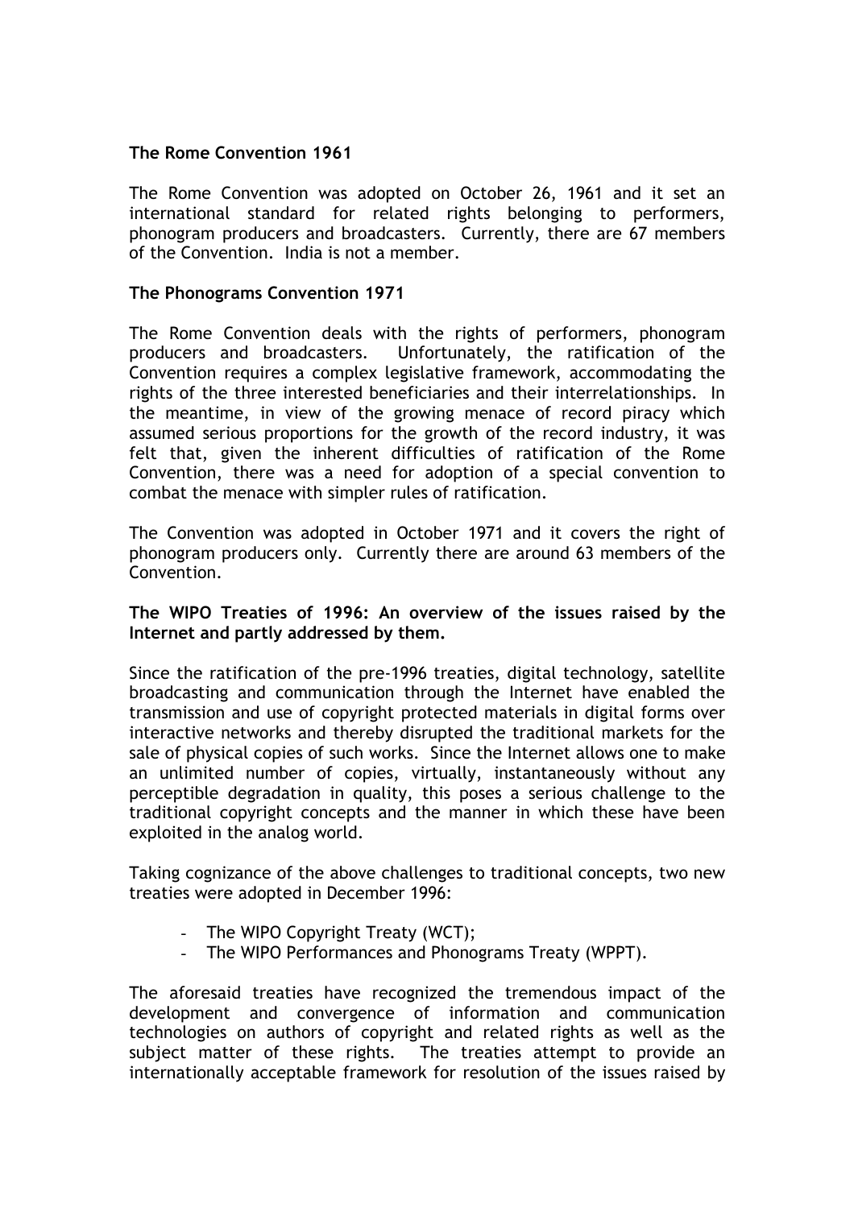**The Rome Convention 1961**

The Rome Convention was adopted on October 26, 1961 and it set an international standard for related rights belonging to performers, phonogram producers and broadcasters. Currently, there are 67 members of the Convention. India is not a member.

**The Phonograms Convention 1971**

The Rome Convention deals with the rights of performers, phonogram producers and broadcasters. Unfortunately, the ratification of the Convention requires a complex legislative framework, accommodating the rights of the three interested beneficiaries and their interrelationships. In the meantime, in view of the growing menace of record piracy which assumed serious proportions for the growth of the record industry, it was felt that, given the inherent difficulties of ratification of the Rome Convention, there was a need for adoption of a special convention to combat the menace with simpler rules of ratification.

The Convention was adopted in October 1971 and it covers the right of phonogram producers only. Currently there are around 63 members of the Convention.

**The WIPO Treaties of 1996: An overview of the issues raised by the Internet and partly addressed by them.**

Since the ratification of the pre-1996 treaties, digital technology, satellite broadcasting and communication through the Internet have enabled the transmission and use of copyright protected materials in digital forms over interactive networks and thereby disrupted the traditional markets for the sale of physical copies of such works. Since the Internet allows one to make an unlimited number of copies, virtually, instantaneously without any perceptible degradation in quality, this poses a serious challenge to the traditional copyright concepts and the manner in which these have been exploited in the analog world.

Taking cognizance of the above challenges to traditional concepts, two new treaties were adopted in December 1996:

- The WIPO Copyright Treaty (WCT);
- The WIPO Performances and Phonograms Treaty (WPPT).

The aforesaid treaties have recognized the tremendous impact of the development and convergence of information and communication technologies on authors of copyright and related rights as well as the subject matter of these rights. The treaties attempt to provide an internationally acceptable framework for resolution of the issues raised by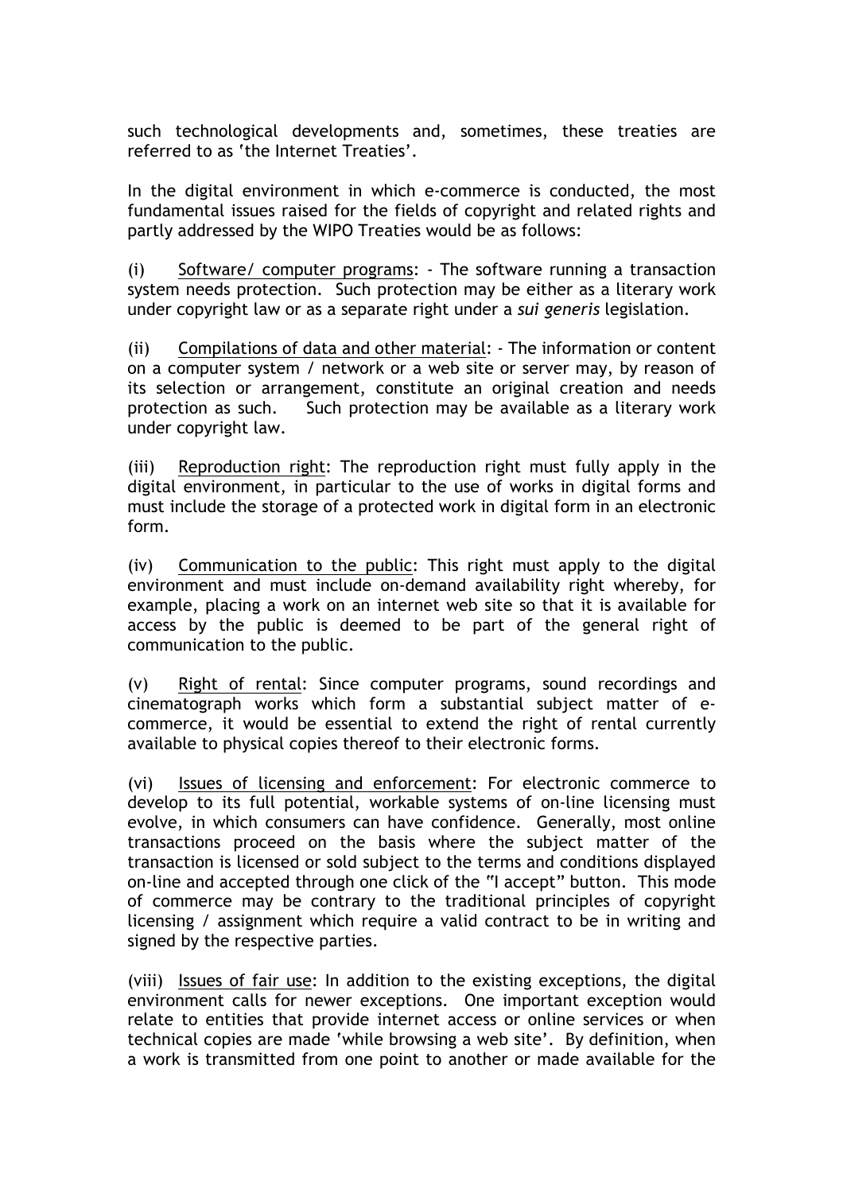such technological developments and, sometimes, these treaties are referred to as 'the Internet Treaties'.

In the digital environment in which e-commerce is conducted, the most fundamental issues raised for the fields of copyright and related rights and partly addressed by the WIPO Treaties would be as follows:

(i) Software/ computer programs: - The software running a transaction system needs protection. Such protection may be either as a literary work under copyright law or as a separate right under a *sui generis* legislation.

(ii) Compilations of data and other material: - The information or content on a computer system / network or a web site or server may, by reason of its selection or arrangement, constitute an original creation and needs protection as such. Such protection may be available as a literary work under copyright law.

(iii) Reproduction right: The reproduction right must fully apply in the digital environment, in particular to the use of works in digital forms and must include the storage of a protected work in digital form in an electronic form.

(iv) Communication to the public: This right must apply to the digital environment and must include on-demand availability right whereby, for example, placing a work on an internet web site so that it is available for access by the public is deemed to be part of the general right of communication to the public.

(v) Right of rental: Since computer programs, sound recordings and cinematograph works which form a substantial subject matter of e-commerce, it would be essential to extend the right of rental currently available to physical copies thereof to their electronic forms.

(vi) Issues of licensing and enforcement: For electronic commerce to develop to its full potential, workable systems of on-line licensing must evolve, in which consumers can have confidence. Generally, most online transactions proceed on the basis where the subject matter of the transaction is licensed or sold subject to the terms and conditions displayed on-line and accepted through one click of the "I accept" button. This mode of commerce may be contrary to the traditional principles of copyright licensing / assignment which require a valid contract to be in writing and signed by the respective parties.

(viii) Issues of fair use: In addition to the existing exceptions, the digital environment calls for newer exceptions. One important exception would relate to entities that provide internet access or online services or when technical copies are made 'while browsing a web site'. By definition, when a work is transmitted from one point to another or made available for the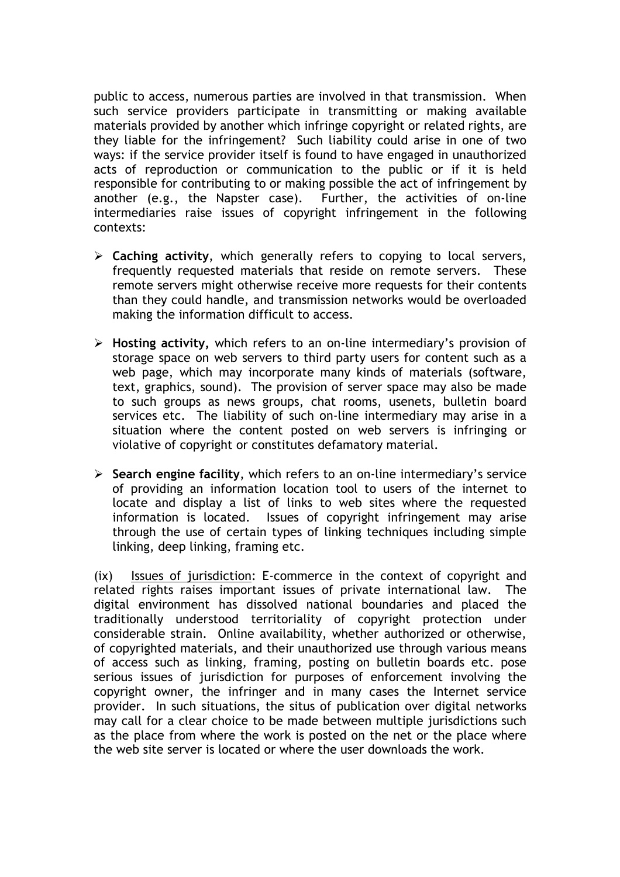public to access, numerous parties are involved in that transmission. When such service providers participate in transmitting or making available materials provided by another which infringe copyright or related rights, are they liable for the infringement? Such liability could arise in one of two ways: if the service provider itself is found to have engaged in unauthorized acts of reproduction or communication to the public or if it is held responsible for contributing to or making possible the act of infringement by another (e.g., the Napster case). Further, the activities of on-line intermediaries raise issues of copyright infringement in the following contexts:

- **Caching activity**, which generally refers to copying to local servers, frequently requested materials that reside on remote servers. These remote servers might otherwise receive more requests for their contents than they could handle, and transmission networks would be overloaded making the information difficult to access.

- **Hosting activity,** which refers to an on-line intermediary's provision of storage space on web servers to third party users for content such as a web page, which may incorporate many kinds of materials (software, text, graphics, sound). The provision of server space may also be made to such groups as news groups, chat rooms, usenets, bulletin board services etc. The liability of such on-line intermediary may arise in a situation where the content posted on web servers is infringing or violative of copyright or constitutes defamatory material.

- **Search engine facility**, which refers to an on-line intermediary's service of providing an information location tool to users of the internet to locate and display a list of links to web sites where the requested information is located. Issues of copyright infringement may arise through the use of certain types of linking techniques including simple linking, deep linking, framing etc.

(ix) Issues of jurisdiction: E-commerce in the context of copyright and related rights raises important issues of private international law. The digital environment has dissolved national boundaries and placed the traditionally understood territoriality of copyright protection under considerable strain. Online availability, whether authorized or otherwise, of copyrighted materials, and their unauthorized use through various means of access such as linking, framing, posting on bulletin boards etc. pose serious issues of jurisdiction for purposes of enforcement involving the copyright owner, the infringer and in many cases the Internet service provider. In such situations, the situs of publication over digital networks may call for a clear choice to be made between multiple jurisdictions such as the place from where the work is posted on the net or the place where the web site server is located or where the user downloads the work.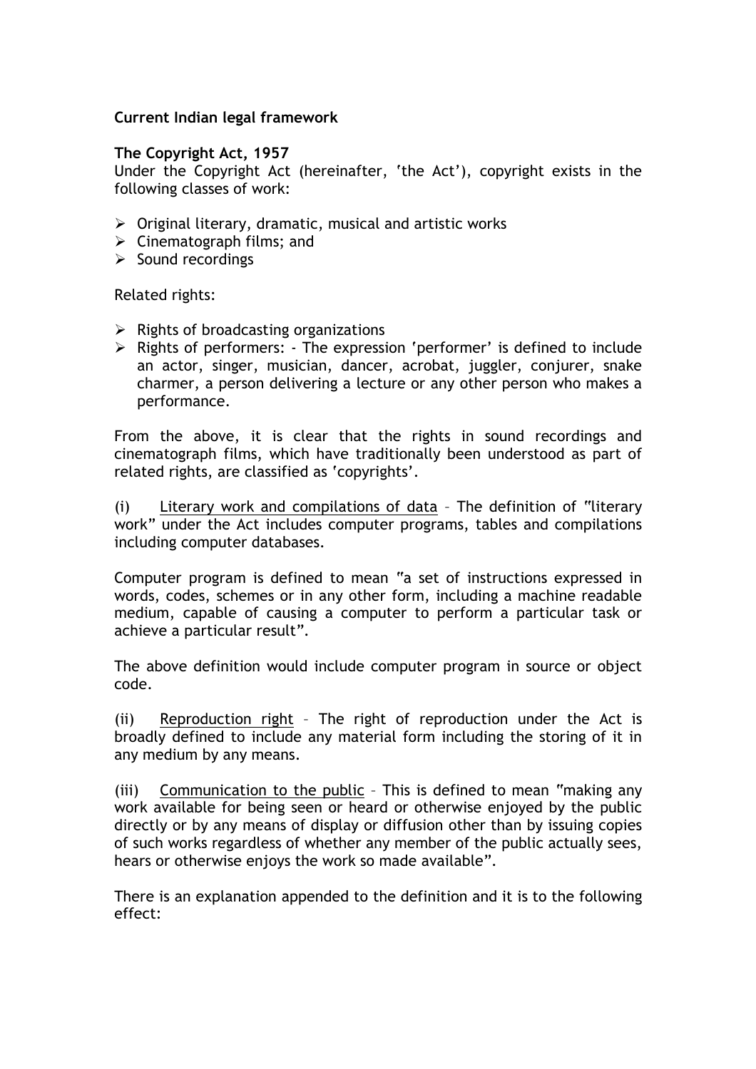**Current Indian legal framework**

**The Copyright Act, 1957**

Under the Copyright Act (hereinafter, 'the Act'), copyright exists in the following classes of work:

- Original literary, dramatic, musical and artistic works
- Cinematograph films; and
- Sound recordings

Related rights:

- Rights of broadcasting organizations
- Rights of performers: - The expression 'performer' is defined to include an actor, singer, musician, dancer, acrobat, juggler, conjurer, snake charmer, a person delivering a lecture or any other person who makes a performance.

From the above, it is clear that the rights in sound recordings and cinematograph films, which have traditionally been understood as part of related rights, are classified as 'copyrights'.

(i) Literary work and compilations of data – The definition of "literary work" under the Act includes computer programs, tables and compilations including computer databases.

Computer program is defined to mean "a set of instructions expressed in words, codes, schemes or in any other form, including a machine readable medium, capable of causing a computer to perform a particular task or achieve a particular result".

The above definition would include computer program in source or object code.

(ii) Reproduction right – The right of reproduction under the Act is broadly defined to include any material form including the storing of it in any medium by any means.

(iii) Communication to the public – This is defined to mean "making any work available for being seen or heard or otherwise enjoyed by the public directly or by any means of display or diffusion other than by issuing copies of such works regardless of whether any member of the public actually sees, hears or otherwise enjoys the work so made available".

There is an explanation appended to the definition and it is to the following effect: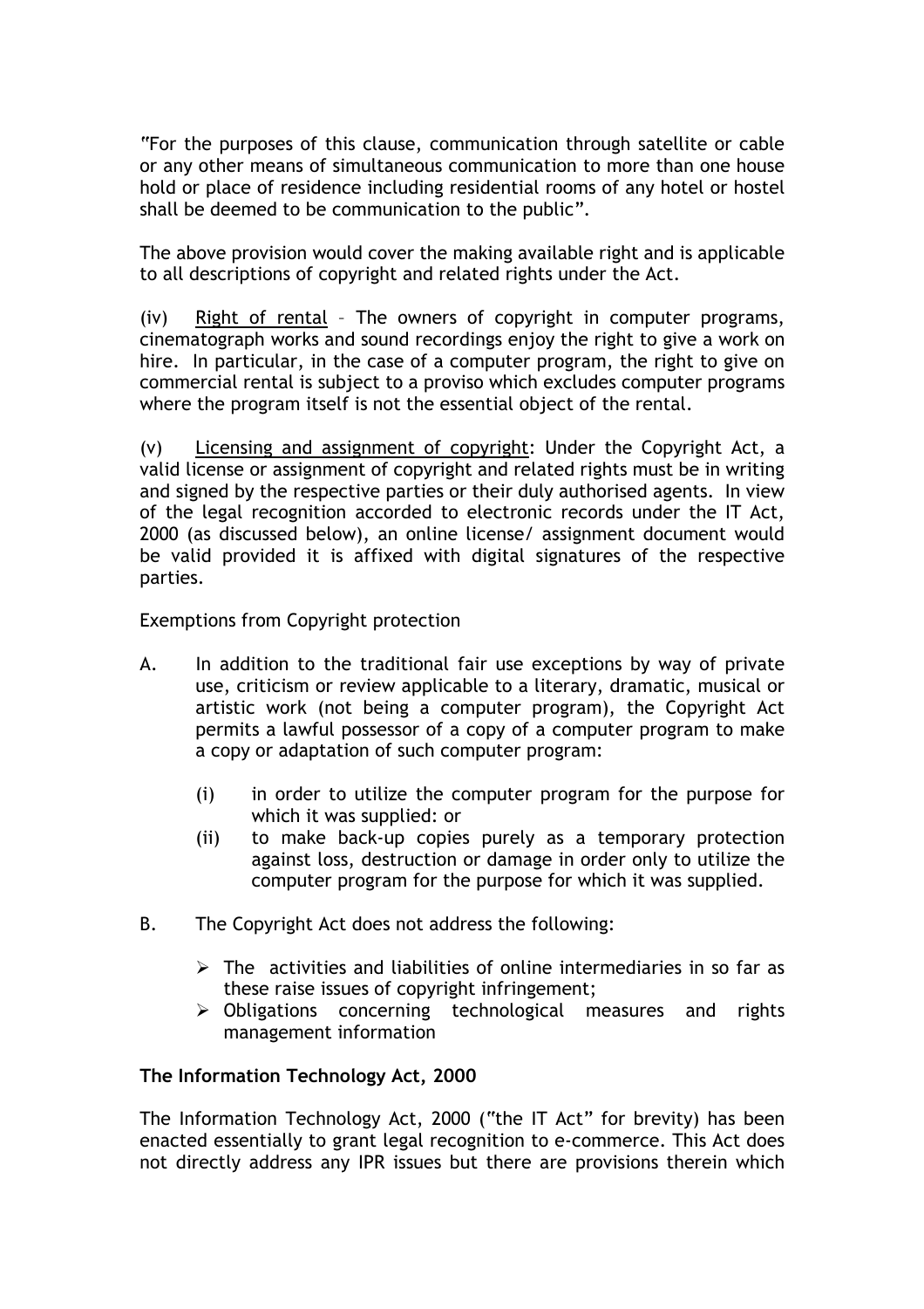"For the purposes of this clause, communication through satellite or cable or any other means of simultaneous communication to more than one house hold or place of residence including residential rooms of any hotel or hostel shall be deemed to be communication to the public".

The above provision would cover the making available right and is applicable to all descriptions of copyright and related rights under the Act.

(iv) Right of rental – The owners of copyright in computer programs, cinematograph works and sound recordings enjoy the right to give a work on hire. In particular, in the case of a computer program, the right to give on commercial rental is subject to a proviso which excludes computer programs where the program itself is not the essential object of the rental.

(v) Licensing and assignment of copyright: Under the Copyright Act, a valid license or assignment of copyright and related rights must be in writing and signed by the respective parties or their duly authorised agents. In view of the legal recognition accorded to electronic records under the IT Act, 2000 (as discussed below), an online license/ assignment document would be valid provided it is affixed with digital signatures of the respective parties.

Exemptions from Copyright protection

A. In addition to the traditional fair use exceptions by way of private use, criticism or review applicable to a literary, dramatic, musical or artistic work (not being a computer program), the Copyright Act permits a lawful possessor of a copy of a computer program to make a copy or adaptation of such computer program:

   (i) in order to utilize the computer program for the purpose for which it was supplied: or
   (ii) to make back-up copies purely as a temporary protection against loss, destruction or damage in order only to utilize the computer program for the purpose for which it was supplied.

B. The Copyright Act does not address the following:

   - The activities and liabilities of online intermediaries in so far as these raise issues of copyright infringement;
   - Obligations concerning technological measures and rights management information

**The Information Technology Act, 2000**

The Information Technology Act, 2000 ("the IT Act" for brevity) has been enacted essentially to grant legal recognition to e-commerce. This Act does not directly address any IPR issues but there are provisions therein which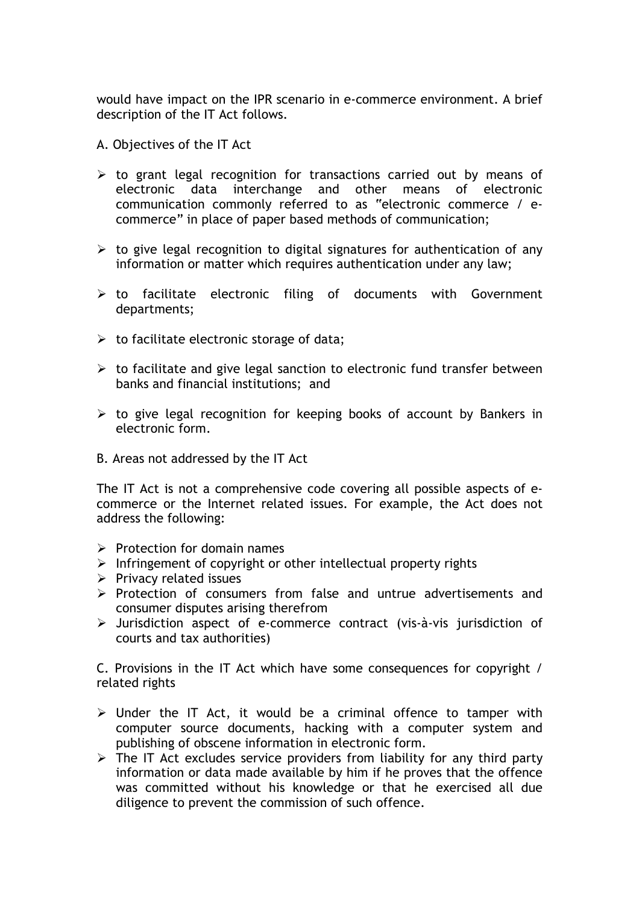would have impact on the IPR scenario in e-commerce environment. A brief description of the IT Act follows.

A. Objectives of the IT Act

- to grant legal recognition for transactions carried out by means of electronic data interchange and other means of electronic communication commonly referred to as "electronic commerce / e-commerce" in place of paper based methods of communication;
- to give legal recognition to digital signatures for authentication of any information or matter which requires authentication under any law;
- to facilitate electronic filing of documents with Government departments;
- to facilitate electronic storage of data;
- to facilitate and give legal sanction to electronic fund transfer between banks and financial institutions; and
- to give legal recognition for keeping books of account by Bankers in electronic form.

B. Areas not addressed by the IT Act

The IT Act is not a comprehensive code covering all possible aspects of e-commerce or the Internet related issues. For example, the Act does not address the following:

- Protection for domain names
- Infringement of copyright or other intellectual property rights
- Privacy related issues
- Protection of consumers from false and untrue advertisements and consumer disputes arising therefrom
- Jurisdiction aspect of e-commerce contract (vis-à-vis jurisdiction of courts and tax authorities)

C. Provisions in the IT Act which have some consequences for copyright / related rights

- Under the IT Act, it would be a criminal offence to tamper with computer source documents, hacking with a computer system and publishing of obscene information in electronic form.
- The IT Act excludes service providers from liability for any third party information or data made available by him if he proves that the offence was committed without his knowledge or that he exercised all due diligence to prevent the commission of such offence.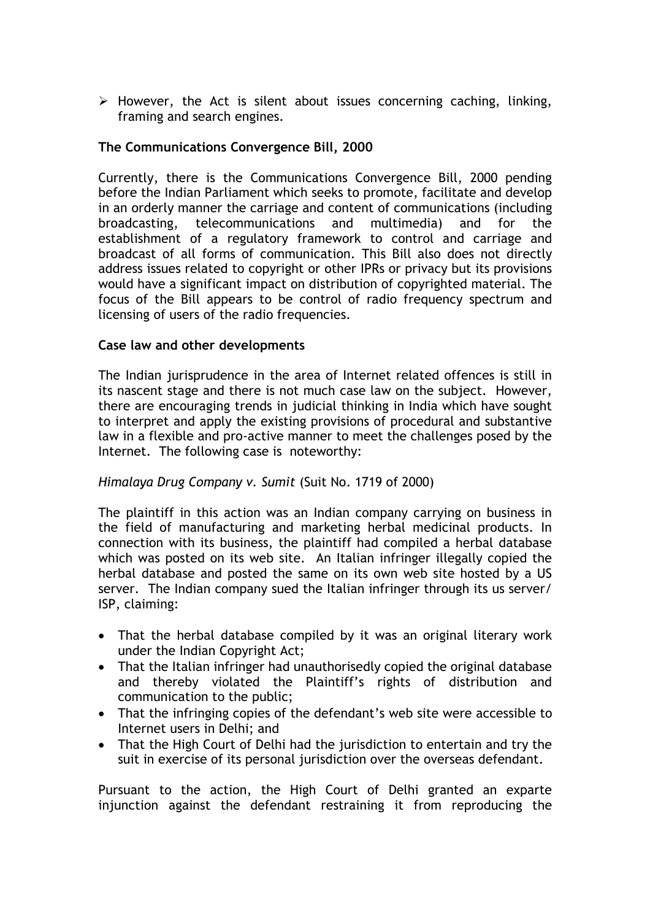- ➢ However, the Act is silent about issues concerning caching, linking, framing and search engines.

**The Communications Convergence Bill, 2000**

Currently, there is the Communications Convergence Bill, 2000 pending before the Indian Parliament which seeks to promote, facilitate and develop in an orderly manner the carriage and content of communications (including broadcasting, telecommunications and multimedia) and for the establishment of a regulatory framework to control and carriage and broadcast of all forms of communication. This Bill also does not directly address issues related to copyright or other IPRs or privacy but its provisions would have a significant impact on distribution of copyrighted material. The focus of the Bill appears to be control of radio frequency spectrum and licensing of users of the radio frequencies.

**Case law and other developments**

The Indian jurisprudence in the area of Internet related offences is still in its nascent stage and there is not much case law on the subject. However, there are encouraging trends in judicial thinking in India which have sought to interpret and apply the existing provisions of procedural and substantive law in a flexible and pro-active manner to meet the challenges posed by the Internet. The following case is noteworthy:

*Himalaya Drug Company v. Sumit* (Suit No. 1719 of 2000)

The plaintiff in this action was an Indian company carrying on business in the field of manufacturing and marketing herbal medicinal products. In connection with its business, the plaintiff had compiled a herbal database which was posted on its web site. An Italian infringer illegally copied the herbal database and posted the same on its own web site hosted by a US server. The Indian company sued the Italian infringer through its us server/ ISP, claiming:

- That the herbal database compiled by it was an original literary work under the Indian Copyright Act;
- That the Italian infringer had unauthorisedly copied the original database and thereby violated the Plaintiff's rights of distribution and communication to the public;
- That the infringing copies of the defendant's web site were accessible to Internet users in Delhi; and
- That the High Court of Delhi had the jurisdiction to entertain and try the suit in exercise of its personal jurisdiction over the overseas defendant.

Pursuant to the action, the High Court of Delhi granted an exparte injunction against the defendant restraining it from reproducing the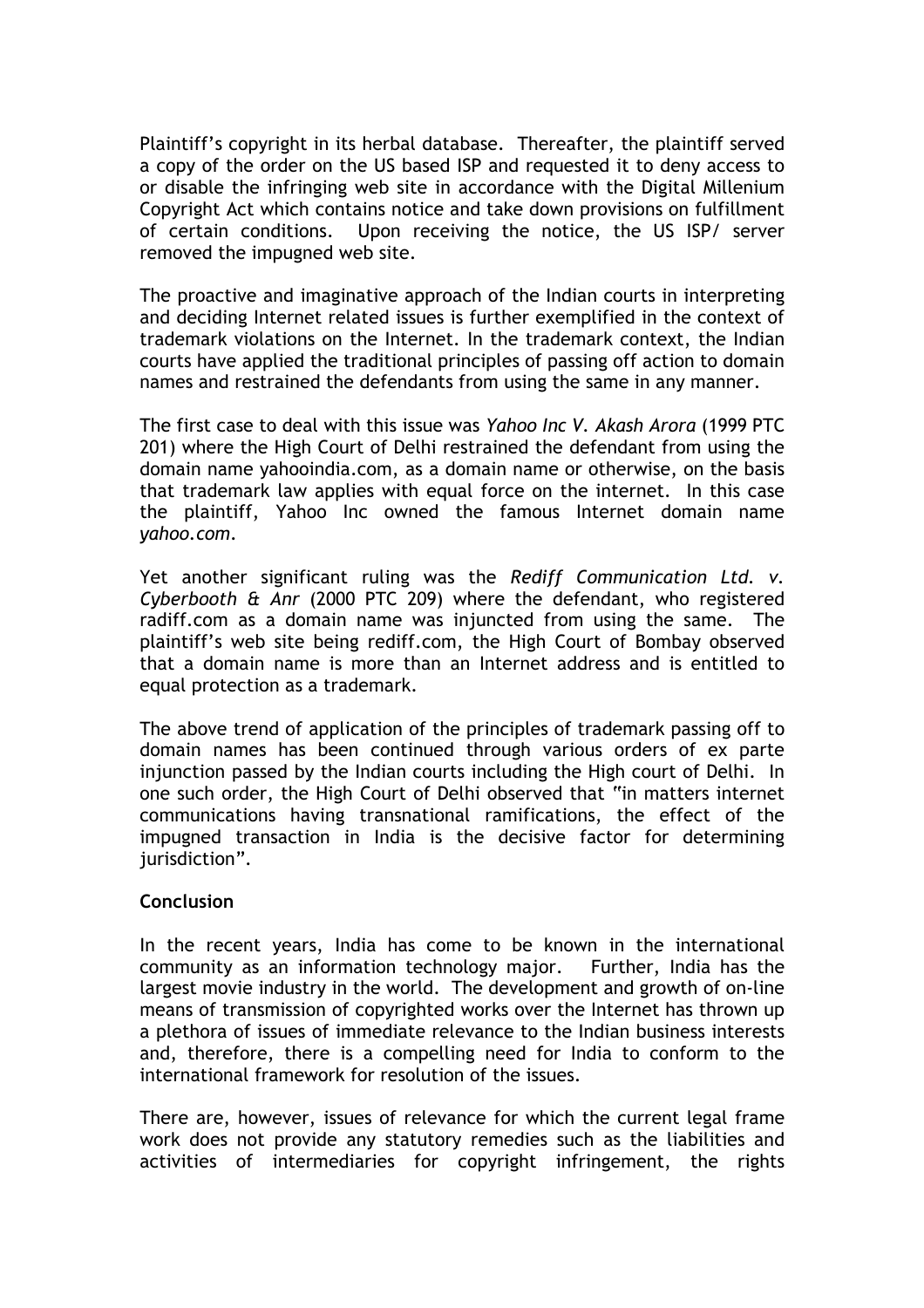Plaintiff's copyright in its herbal database. Thereafter, the plaintiff served a copy of the order on the US based ISP and requested it to deny access to or disable the infringing web site in accordance with the Digital Millenium Copyright Act which contains notice and take down provisions on fulfillment of certain conditions. Upon receiving the notice, the US ISP/ server removed the impugned web site.

The proactive and imaginative approach of the Indian courts in interpreting and deciding Internet related issues is further exemplified in the context of trademark violations on the Internet. In the trademark context, the Indian courts have applied the traditional principles of passing off action to domain names and restrained the defendants from using the same in any manner.

The first case to deal with this issue was *Yahoo Inc V. Akash Arora* (1999 PTC 201) where the High Court of Delhi restrained the defendant from using the domain name yahooindia.com, as a domain name or otherwise, on the basis that trademark law applies with equal force on the internet. In this case the plaintiff, Yahoo Inc owned the famous Internet domain name *yahoo.com*.

Yet another significant ruling was the *Rediff Communication Ltd. v. Cyberbooth & Anr* (2000 PTC 209) where the defendant, who registered radiff.com as a domain name was injuncted from using the same. The plaintiff's web site being rediff.com, the High Court of Bombay observed that a domain name is more than an Internet address and is entitled to equal protection as a trademark.

The above trend of application of the principles of trademark passing off to domain names has been continued through various orders of ex parte injunction passed by the Indian courts including the High court of Delhi. In one such order, the High Court of Delhi observed that "in matters internet communications having transnational ramifications, the effect of the impugned transaction in India is the decisive factor for determining jurisdiction".

**Conclusion**

In the recent years, India has come to be known in the international community as an information technology major. Further, India has the largest movie industry in the world. The development and growth of on-line means of transmission of copyrighted works over the Internet has thrown up a plethora of issues of immediate relevance to the Indian business interests and, therefore, there is a compelling need for India to conform to the international framework for resolution of the issues.

There are, however, issues of relevance for which the current legal frame work does not provide any statutory remedies such as the liabilities and activities of intermediaries for copyright infringement, the rights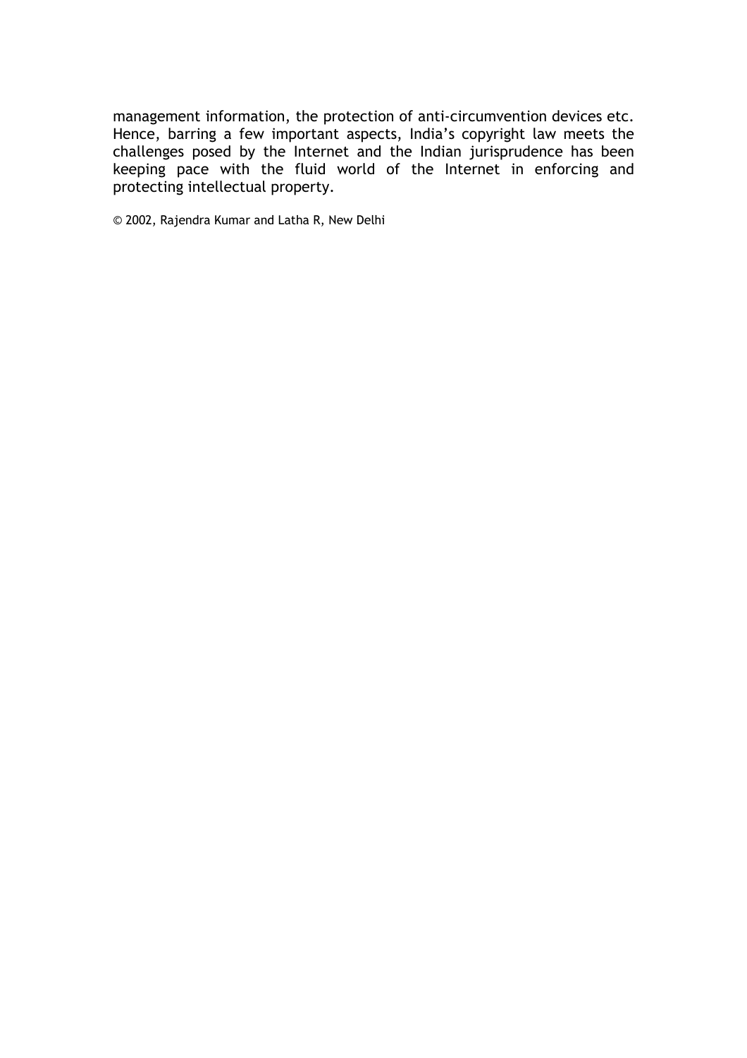management information, the protection of anti-circumvention devices etc. Hence, barring a few important aspects, India's copyright law meets the challenges posed by the Internet and the Indian jurisprudence has been keeping pace with the fluid world of the Internet in enforcing and protecting intellectual property.

© 2002, Rajendra Kumar and Latha R, New Delhi